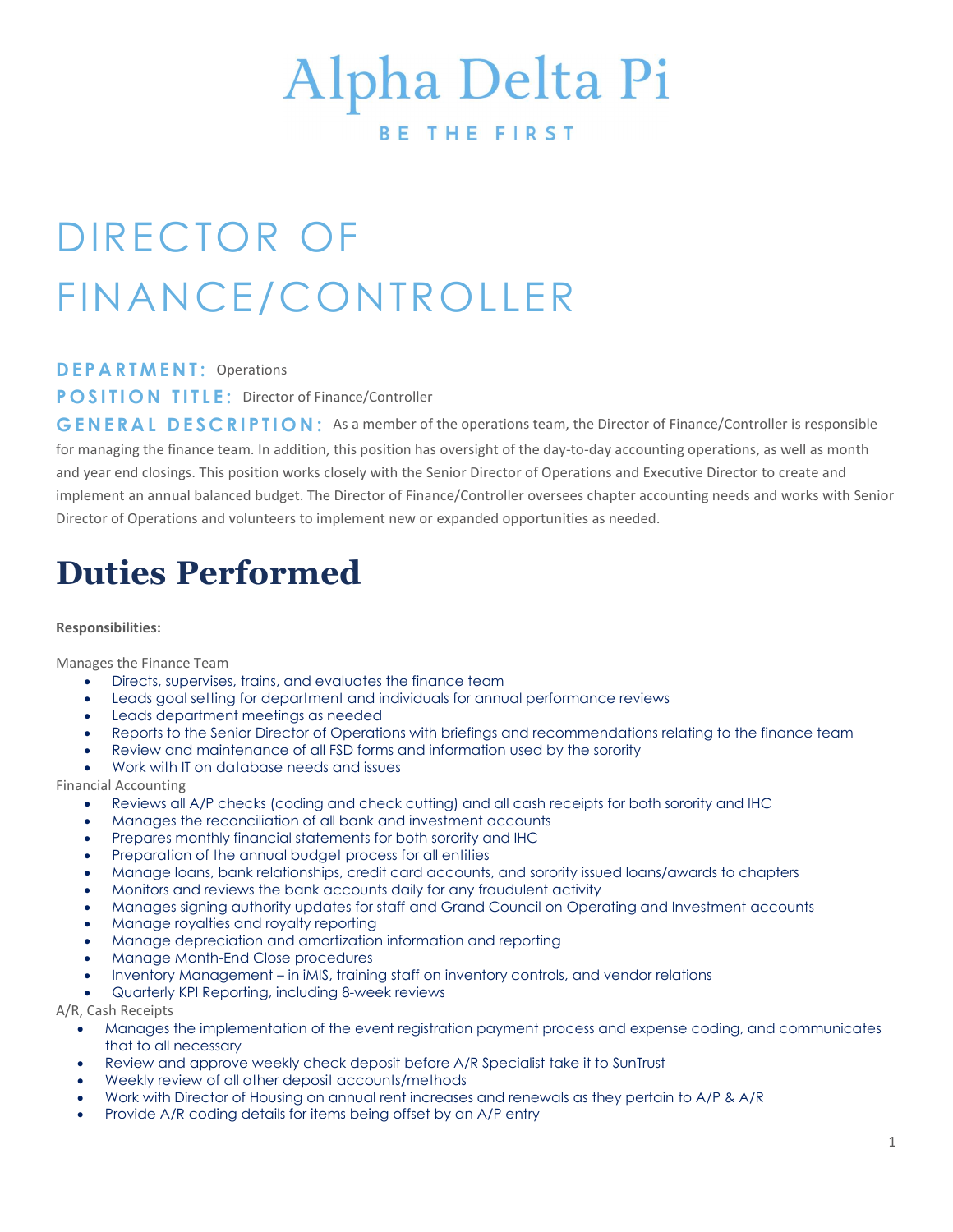# Alpha Delta Pi

BE THE FIRST

# DIRECTOR OF FINANCE/CONTROLLER

**DEPARTMENT:** Operations

**POSITION TITLE:** Director of Finance/Controller

**GENERAL DESCRIPTION:** As a member of the operations team, the Director of Finance/Controller is responsible for managing the finance team. In addition, this position has oversight of the day-to-day accounting operations, as well as month and year end closings. This position works closely with the Senior Director of Operations and Executive Director to create and implement an annual balanced budget. The Director of Finance/Controller oversees chapter accounting needs and works with Senior Director of Operations and volunteers to implement new or expanded opportunities as needed.

## Duties Performed

**Responsibilities:**

Manages the Finance Team
- Directs, supervises, trains, and evaluates the finance team
- Leads goal setting for department and individuals for annual performance reviews
- Leads department meetings as needed
- Reports to the Senior Director of Operations with briefings and recommendations relating to the finance team
- Review and maintenance of all FSD forms and information used by the sorority
- Work with IT on database needs and issues

Financial Accounting
- Reviews all A/P checks (coding and check cutting) and all cash receipts for both sorority and IHC
- Manages the reconciliation of all bank and investment accounts
- Prepares monthly financial statements for both sorority and IHC
- Preparation of the annual budget process for all entities
- Manage loans, bank relationships, credit card accounts, and sorority issued loans/awards to chapters
- Monitors and reviews the bank accounts daily for any fraudulent activity
- Manages signing authority updates for staff and Grand Council on Operating and Investment accounts
- Manage royalties and royalty reporting
- Manage depreciation and amortization information and reporting
- Manage Month-End Close procedures
- Inventory Management – in iMIS, training staff on inventory controls, and vendor relations
- Quarterly KPI Reporting, including 8-week reviews

A/R, Cash Receipts
- Manages the implementation of the event registration payment process and expense coding, and communicates that to all necessary
- Review and approve weekly check deposit before A/R Specialist take it to SunTrust
- Weekly review of all other deposit accounts/methods
- Work with Director of Housing on annual rent increases and renewals as they pertain to A/P & A/R
- Provide A/R coding details for items being offset by an A/P entry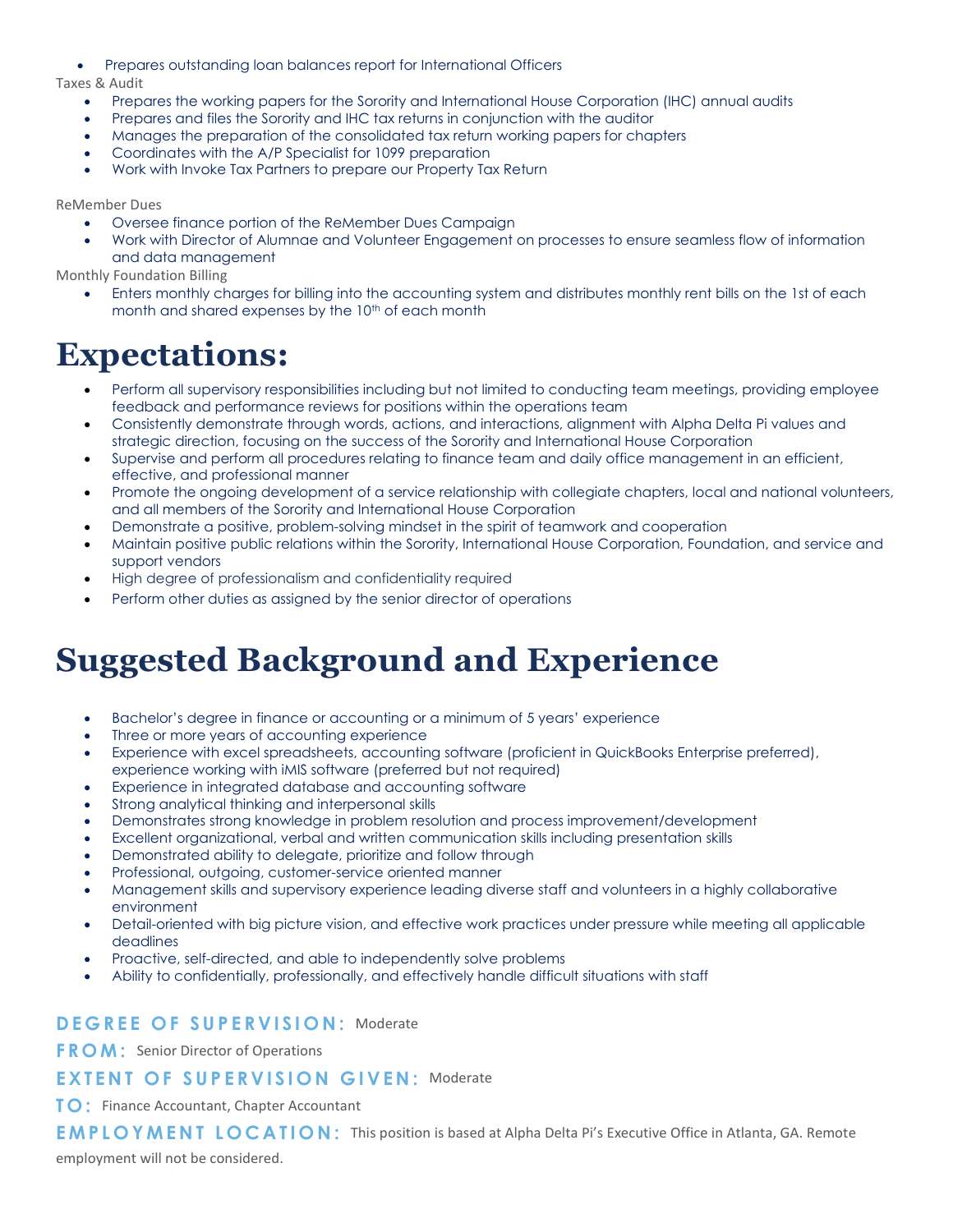- Prepares outstanding loan balances report for International Officers

Taxes & Audit

- Prepares the working papers for the Sorority and International House Corporation (IHC) annual audits
- Prepares and files the Sorority and IHC tax returns in conjunction with the auditor
- Manages the preparation of the consolidated tax return working papers for chapters
- Coordinates with the A/P Specialist for 1099 preparation
- Work with Invoke Tax Partners to prepare our Property Tax Return

ReMember Dues

- Oversee finance portion of the ReMember Dues Campaign
- Work with Director of Alumnae and Volunteer Engagement on processes to ensure seamless flow of information and data management

Monthly Foundation Billing

- Enters monthly charges for billing into the accounting system and distributes monthly rent bills on the 1st of each month and shared expenses by the 10th of each month

# Expectations:

- Perform all supervisory responsibilities including but not limited to conducting team meetings, providing employee feedback and performance reviews for positions within the operations team
- Consistently demonstrate through words, actions, and interactions, alignment with Alpha Delta Pi values and strategic direction, focusing on the success of the Sorority and International House Corporation
- Supervise and perform all procedures relating to finance team and daily office management in an efficient, effective, and professional manner
- Promote the ongoing development of a service relationship with collegiate chapters, local and national volunteers, and all members of the Sorority and International House Corporation
- Demonstrate a positive, problem-solving mindset in the spirit of teamwork and cooperation
- Maintain positive public relations within the Sorority, International House Corporation, Foundation, and service and support vendors
- High degree of professionalism and confidentiality required
- Perform other duties as assigned by the senior director of operations

# Suggested Background and Experience

- Bachelor's degree in finance or accounting or a minimum of 5 years' experience
- Three or more years of accounting experience
- Experience with excel spreadsheets, accounting software (proficient in QuickBooks Enterprise preferred), experience working with iMIS software (preferred but not required)
- Experience in integrated database and accounting software
- Strong analytical thinking and interpersonal skills
- Demonstrates strong knowledge in problem resolution and process improvement/development
- Excellent organizational, verbal and written communication skills including presentation skills
- Demonstrated ability to delegate, prioritize and follow through
- Professional, outgoing, customer-service oriented manner
- Management skills and supervisory experience leading diverse staff and volunteers in a highly collaborative environment
- Detail-oriented with big picture vision, and effective work practices under pressure while meeting all applicable deadlines
- Proactive, self-directed, and able to independently solve problems
- Ability to confidentially, professionally, and effectively handle difficult situations with staff

**DEGREE OF SUPERVISION:** Moderate

**FROM:** Senior Director of Operations

**EXTENT OF SUPERVISION GIVEN:** Moderate

**TO:** Finance Accountant, Chapter Accountant

**EMPLOYMENT LOCATION:** This position is based at Alpha Delta Pi's Executive Office in Atlanta, GA. Remote employment will not be considered.